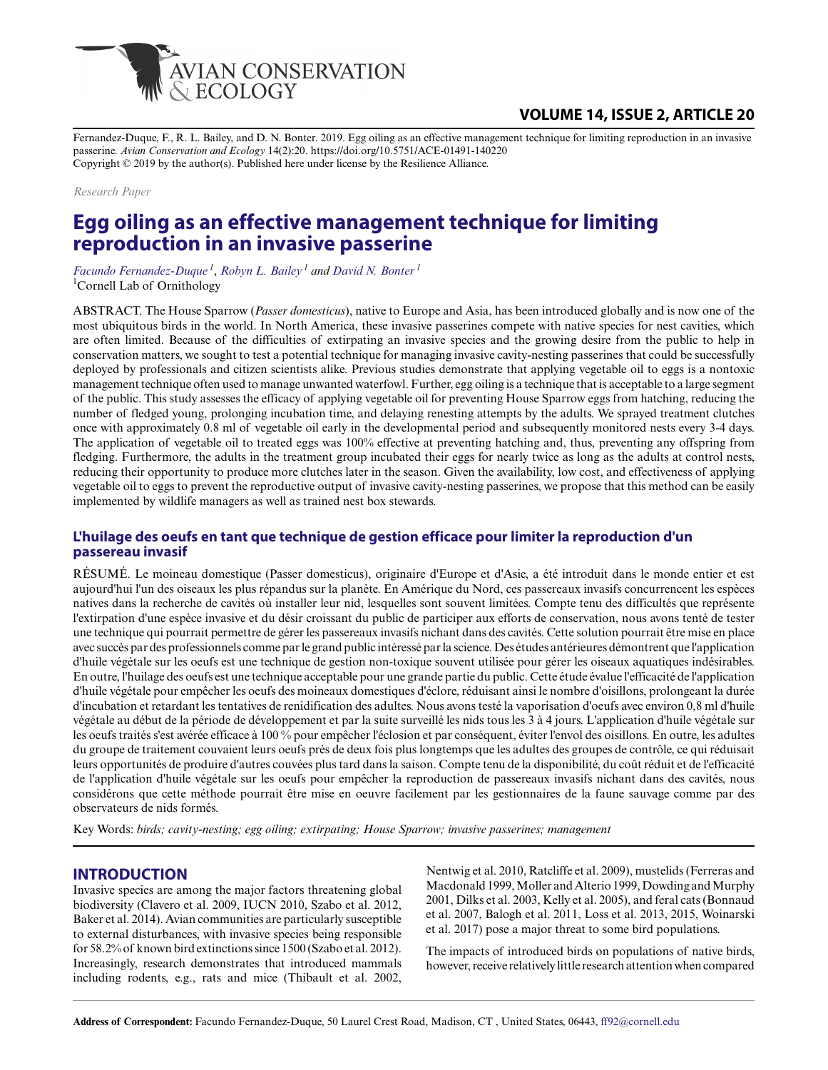Fernandez-Duque, F., R. L. Bailey, and D. N. Bonter. 2019. Egg oiling as an effective management technique for limiting reproduction in an invasive passerine. *Avian Conservation and Ecology* 14(2):20. https://doi.org/10.5751/ACE-01491-140220
Copyright © 2019 by the author(s). Published here under license by the Resilience Alliance.

*Research Paper*

# Egg oiling as an effective management technique for limiting reproduction in an invasive passerine

*Facundo Fernandez-Duque*[1], *Robyn L. Bailey*[1] and *David N. Bonter*[1]
[1]Cornell Lab of Ornithology

ABSTRACT. The House Sparrow (*Passer domesticus*), native to Europe and Asia, has been introduced globally and is now one of the most ubiquitous birds in the world. In North America, these invasive passerines compete with native species for nest cavities, which are often limited. Because of the difficulties of extirpating an invasive species and the growing desire from the public to help in conservation matters, we sought to test a potential technique for managing invasive cavity-nesting passerines that could be successfully deployed by professionals and citizen scientists alike. Previous studies demonstrate that applying vegetable oil to eggs is a nontoxic management technique often used to manage unwanted waterfowl. Further, egg oiling is a technique that is acceptable to a large segment of the public. This study assesses the efficacy of applying vegetable oil for preventing House Sparrow eggs from hatching, reducing the number of fledged young, prolonging incubation time, and delaying renesting attempts by the adults. We sprayed treatment clutches once with approximately 0.8 ml of vegetable oil early in the developmental period and subsequently monitored nests every 3-4 days. The application of vegetable oil to treated eggs was 100% effective at preventing hatching and, thus, preventing any offspring from fledging. Furthermore, the adults in the treatment group incubated their eggs for nearly twice as long as the adults at control nests, reducing their opportunity to produce more clutches later in the season. Given the availability, low cost, and effectiveness of applying vegetable oil to eggs to prevent the reproductive output of invasive cavity-nesting passerines, we propose that this method can be easily implemented by wildlife managers as well as trained nest box stewards.

## L'huilage des oeufs en tant que technique de gestion efficace pour limiter la reproduction d'un passereau invasif

RÉSUMÉ. Le moineau domestique (Passer domesticus), originaire d'Europe et d'Asie, a été introduit dans le monde entier et est aujourd'hui l'un des oiseaux les plus répandus sur la planète. En Amérique du Nord, ces passereaux invasifs concurrencent les espèces natives dans la recherche de cavités où installer leur nid, lesquelles sont souvent limitées. Compte tenu des difficultés que représente l'extirpation d'une espèce invasive et du désir croissant du public de participer aux efforts de conservation, nous avons tenté de tester une technique qui pourrait permettre de gérer les passereaux invasifs nichant dans des cavités. Cette solution pourrait être mise en place avec succès par des professionnels comme par le grand public intéressé par la science. Des études antérieures démontrent que l'application d'huile végétale sur les oeufs est une technique de gestion non-toxique souvent utilisée pour gérer les oiseaux aquatiques indésirables. En outre, l'huilage des oeufs est une technique acceptable pour une grande partie du public. Cette étude évalue l'efficacité de l'application d'huile végétale pour empêcher les oeufs des moineaux domestiques d'éclore, réduisant ainsi le nombre d'oisillons, prolongeant la durée d'incubation et retardant les tentatives de renidification des adultes. Nous avons testé la vaporisation d'oeufs avec environ 0,8 ml d'huile végétale au début de la période de développement et par la suite surveillé les nids tous les 3 à 4 jours. L'application d'huile végétale sur les oeufs traités s'est avérée efficace à 100 % pour empêcher l'éclosion et par conséquent, éviter l'envol des oisillons. En outre, les adultes du groupe de traitement couvaient leurs oeufs près de deux fois plus longtemps que les adultes des groupes de contrôle, ce qui réduisait leurs opportunités de produire d'autres couvées plus tard dans la saison. Compte tenu de la disponibilité, du coût réduit et de l'efficacité de l'application d'huile végétale sur les oeufs pour empêcher la reproduction de passereaux invasifs nichant dans des cavités, nous considérons que cette méthode pourrait être mise en oeuvre facilement par les gestionnaires de la faune sauvage comme par des observateurs de nids formés.

Key Words: *birds; cavity-nesting; egg oiling; extirpating; House Sparrow; invasive passerines; management*

## INTRODUCTION

Invasive species are among the major factors threatening global biodiversity (Clavero et al. 2009, IUCN 2010, Szabo et al. 2012, Baker et al. 2014). Avian communities are particularly susceptible to external disturbances, with invasive species being responsible for 58.2% of known bird extinctions since 1500 (Szabo et al. 2012). Increasingly, research demonstrates that introduced mammals including rodents, e.g., rats and mice (Thibault et al. 2002, Nentwig et al. 2010, Ratcliffe et al. 2009), mustelids (Ferreras and Macdonald 1999, Moller and Alterio 1999, Dowding and Murphy 2001, Dilks et al. 2003, Kelly et al. 2005), and feral cats (Bonnaud et al. 2007, Balogh et al. 2011, Loss et al. 2013, 2015, Woinarski et al. 2017) pose a major threat to some bird populations.

The impacts of introduced birds on populations of native birds, however, receive relatively little research attention when compared

**Address of Correspondent:** Facundo Fernandez-Duque, 50 Laurel Crest Road, Madison, CT , United States, 06443, ff92@cornell.edu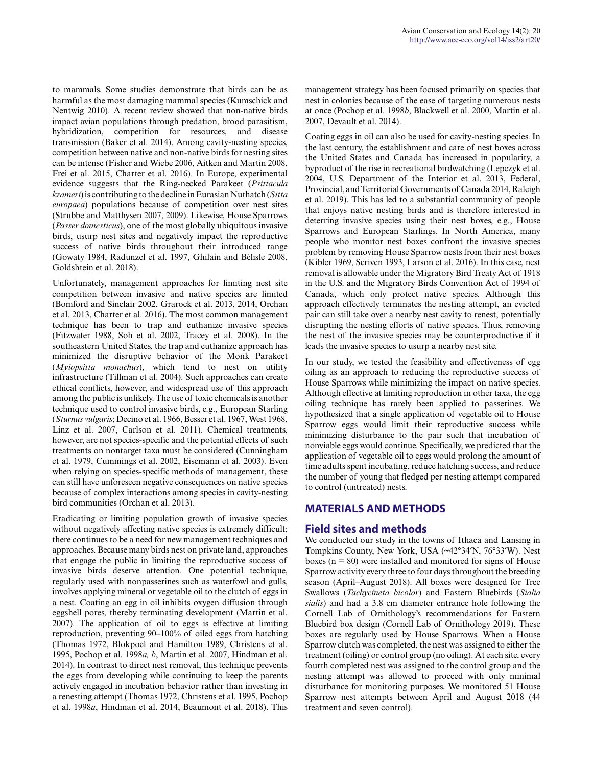to mammals. Some studies demonstrate that birds can be as harmful as the most damaging mammal species (Kumschick and Nentwig 2010). A recent review showed that non-native birds impact avian populations through predation, brood parasitism, hybridization, competition for resources, and disease transmission (Baker et al. 2014). Among cavity-nesting species, competition between native and non-native birds for nesting sites can be intense (Fisher and Wiebe 2006, Aitken and Martin 2008, Frei et al. 2015, Charter et al. 2016). In Europe, experimental evidence suggests that the Ring-necked Parakeet (*Psittacula krameri*) is contributing to the decline in Eurasian Nuthatch (*Sitta europaea*) populations because of competition over nest sites (Strubbe and Matthysen 2007, 2009). Likewise, House Sparrows (*Passer domesticus*), one of the most globally ubiquitous invasive birds, usurp nest sites and negatively impact the reproductive success of native birds throughout their introduced range (Gowaty 1984, Radunzel et al. 1997, Ghilain and Bélisle 2008, Goldshtein et al. 2018).

Unfortunately, management approaches for limiting nest site competition between invasive and native species are limited (Bomford and Sinclair 2002, Grarock et al. 2013, 2014, Orchan et al. 2013, Charter et al. 2016). The most common management technique has been to trap and euthanize invasive species (Fitzwater 1988, Soh et al. 2002, Tracey et al. 2008). In the southeastern United States, the trap and euthanize approach has minimized the disruptive behavior of the Monk Parakeet (*Myiopsitta monachus*), which tend to nest on utility infrastructure (Tillman et al. 2004). Such approaches can create ethical conflicts, however, and widespread use of this approach among the public is unlikely. The use of toxic chemicals is another technique used to control invasive birds, e.g., European Starling (*Sturnus vulgaris*; Decino et al. 1966, Besser et al. 1967, West 1968, Linz et al. 2007, Carlson et al. 2011). Chemical treatments, however, are not species-specific and the potential effects of such treatments on nontarget taxa must be considered (Cunningham et al. 1979, Cummings et al. 2002, Eisemann et al. 2003). Even when relying on species-specific methods of management, these can still have unforeseen negative consequences on native species because of complex interactions among species in cavity-nesting bird communities (Orchan et al. 2013).

Eradicating or limiting population growth of invasive species without negatively affecting native species is extremely difficult; there continues to be a need for new management techniques and approaches. Because many birds nest on private land, approaches that engage the public in limiting the reproductive success of invasive birds deserve attention. One potential technique, regularly used with nonpasserines such as waterfowl and gulls, involves applying mineral or vegetable oil to the clutch of eggs in a nest. Coating an egg in oil inhibits oxygen diffusion through eggshell pores, thereby terminating development (Martin et al. 2007). The application of oil to eggs is effective at limiting reproduction, preventing 90–100% of oiled eggs from hatching (Thomas 1972, Blokpoel and Hamilton 1989, Christens et al. 1995, Pochop et al. 1998*a, b*, Martin et al. 2007, Hindman et al. 2014). In contrast to direct nest removal, this technique prevents the eggs from developing while continuing to keep the parents actively engaged in incubation behavior rather than investing in a renesting attempt (Thomas 1972, Christens et al. 1995, Pochop et al. 1998*a*, Hindman et al. 2014, Beaumont et al. 2018). This management strategy has been focused primarily on species that nest in colonies because of the ease of targeting numerous nests at once (Pochop et al. 1998*b*, Blackwell et al. 2000, Martin et al. 2007, Devault et al. 2014).

Coating eggs in oil can also be used for cavity-nesting species. In the last century, the establishment and care of nest boxes across the United States and Canada has increased in popularity, a byproduct of the rise in recreational birdwatching (Lepczyk et al. 2004, U.S. Department of the Interior et al. 2013, Federal, Provincial, and Territorial Governments of Canada 2014, Raleigh et al. 2019). This has led to a substantial community of people that enjoys native nesting birds and is therefore interested in deterring invasive species using their nest boxes, e.g., House Sparrows and European Starlings. In North America, many people who monitor nest boxes confront the invasive species problem by removing House Sparrow nests from their nest boxes (Kibler 1969, Scriven 1993, Larson et al. 2016). In this case, nest removal is allowable under the Migratory Bird Treaty Act of 1918 in the U.S. and the Migratory Birds Convention Act of 1994 of Canada, which only protect native species. Although this approach effectively terminates the nesting attempt, an evicted pair can still take over a nearby nest cavity to renest, potentially disrupting the nesting efforts of native species. Thus, removing the nest of the invasive species may be counterproductive if it leads the invasive species to usurp a nearby nest site.

In our study, we tested the feasibility and effectiveness of egg oiling as an approach to reducing the reproductive success of House Sparrows while minimizing the impact on native species. Although effective at limiting reproduction in other taxa, the egg oiling technique has rarely been applied to passerines. We hypothesized that a single application of vegetable oil to House Sparrow eggs would limit their reproductive success while minimizing disturbance to the pair such that incubation of nonviable eggs would continue. Specifically, we predicted that the application of vegetable oil to eggs would prolong the amount of time adults spent incubating, reduce hatching success, and reduce the number of young that fledged per nesting attempt compared to control (untreated) nests.

## MATERIALS AND METHODS

### Field sites and methods

We conducted our study in the towns of Ithaca and Lansing in Tompkins County, New York, USA (~42°34′N, 76°33′W). Nest boxes (n = 80) were installed and monitored for signs of House Sparrow activity every three to four days throughout the breeding season (April–August 2018). All boxes were designed for Tree Swallows (*Tachycineta bicolor*) and Eastern Bluebirds (*Sialia sialis*) and had a 3.8 cm diameter entrance hole following the Cornell Lab of Ornithology's recommendations for Eastern Bluebird box design (Cornell Lab of Ornithology 2019). These boxes are regularly used by House Sparrows. When a House Sparrow clutch was completed, the nest was assigned to either the treatment (oiling) or control group (no oiling). At each site, every fourth completed nest was assigned to the control group and the nesting attempt was allowed to proceed with only minimal disturbance for monitoring purposes. We monitored 51 House Sparrow nest attempts between April and August 2018 (44 treatment and seven control).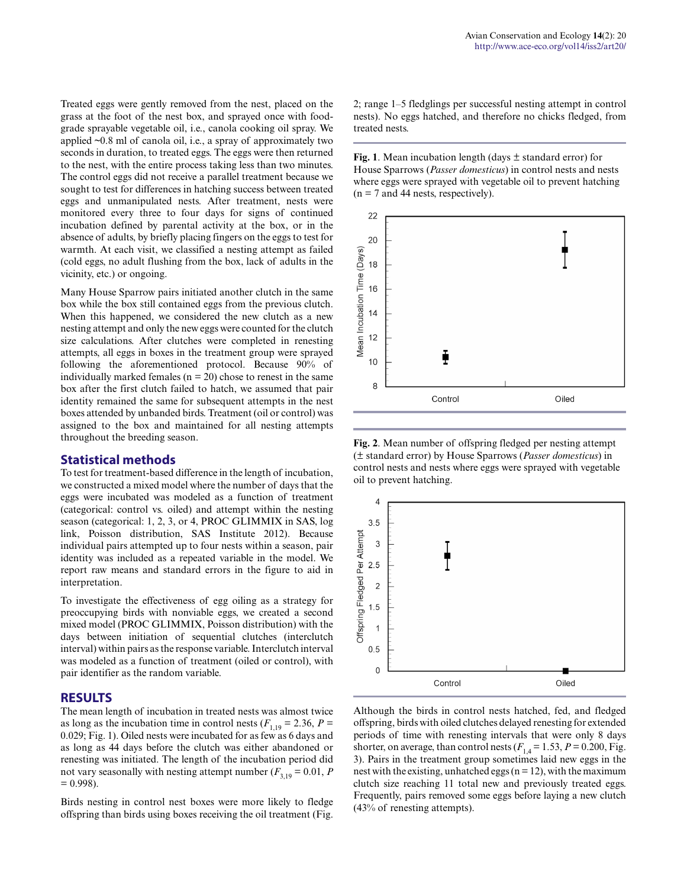Treated eggs were gently removed from the nest, placed on the grass at the foot of the nest box, and sprayed once with food-grade sprayable vegetable oil, i.e., canola cooking oil spray. We applied ~0.8 ml of canola oil, i.e., a spray of approximately two seconds in duration, to treated eggs. The eggs were then returned to the nest, with the entire process taking less than two minutes. The control eggs did not receive a parallel treatment because we sought to test for differences in hatching success between treated eggs and unmanipulated nests. After treatment, nests were monitored every three to four days for signs of continued incubation defined by parental activity at the box, or in the absence of adults, by briefly placing fingers on the eggs to test for warmth. At each visit, we classified a nesting attempt as failed (cold eggs, no adult flushing from the box, lack of adults in the vicinity, etc.) or ongoing.

Many House Sparrow pairs initiated another clutch in the same box while the box still contained eggs from the previous clutch. When this happened, we considered the new clutch as a new nesting attempt and only the new eggs were counted for the clutch size calculations. After clutches were completed in renesting attempts, all eggs in boxes in the treatment group were sprayed following the aforementioned protocol. Because 90% of individually marked females (n = 20) chose to renest in the same box after the first clutch failed to hatch, we assumed that pair identity remained the same for subsequent attempts in the nest boxes attended by unbanded birds. Treatment (oil or control) was assigned to the box and maintained for all nesting attempts throughout the breeding season.

## Statistical methods

To test for treatment-based difference in the length of incubation, we constructed a mixed model where the number of days that the eggs were incubated was modeled as a function of treatment (categorical: control vs. oiled) and attempt within the nesting season (categorical: 1, 2, 3, or 4, PROC GLIMMIX in SAS, log link, Poisson distribution, SAS Institute 2012). Because individual pairs attempted up to four nests within a season, pair identity was included as a repeated variable in the model. We report raw means and standard errors in the figure to aid in interpretation.

To investigate the effectiveness of egg oiling as a strategy for preoccupying birds with nonviable eggs, we created a second mixed model (PROC GLIMMIX, Poisson distribution) with the days between initiation of sequential clutches (interclutch interval) within pairs as the response variable. Interclutch interval was modeled as a function of treatment (oiled or control), with pair identifier as the random variable.

## RESULTS

The mean length of incubation in treated nests was almost twice as long as the incubation time in control nests ($F_{1,19} = 2.36$, $P = 0.029$; Fig. 1). Oiled nests were incubated for as few as 6 days and as long as 44 days before the clutch was either abandoned or renesting was initiated. The length of the incubation period did not vary seasonally with nesting attempt number ($F_{3,19} = 0.01$, $P = 0.998$).

Birds nesting in control nest boxes were more likely to fledge offspring than birds using boxes receiving the oil treatment (Fig. 2; range 1–5 fledglings per successful nesting attempt in control nests). No eggs hatched, and therefore no chicks fledged, from treated nests.

**Fig. 1**. Mean incubation length (days ± standard error) for House Sparrows (*Passer domesticus*) in control nests and nests where eggs were sprayed with vegetable oil to prevent hatching (n = 7 and 44 nests, respectively).

Mean Incubation Time (Days)
22
20
18
16
14
12
10
8
Control
Oiled

**Fig. 2**. Mean number of offspring fledged per nesting attempt (± standard error) by House Sparrows (*Passer domesticus*) in control nests and nests where eggs were sprayed with vegetable oil to prevent hatching.

Offspring Fledged Per Attempt
4
3.5
3
2.5
2
1.5
1
0.5
0
Control
Oiled

Although the birds in control nests hatched, fed, and fledged offspring, birds with oiled clutches delayed renesting for extended periods of time with renesting intervals that were only 8 days shorter, on average, than control nests ($F_{1,4} = 1.53$, $P = 0.200$, Fig. 3). Pairs in the treatment group sometimes laid new eggs in the nest with the existing, unhatched eggs (n = 12), with the maximum clutch size reaching 11 total new and previously treated eggs. Frequently, pairs removed some eggs before laying a new clutch (43% of renesting attempts).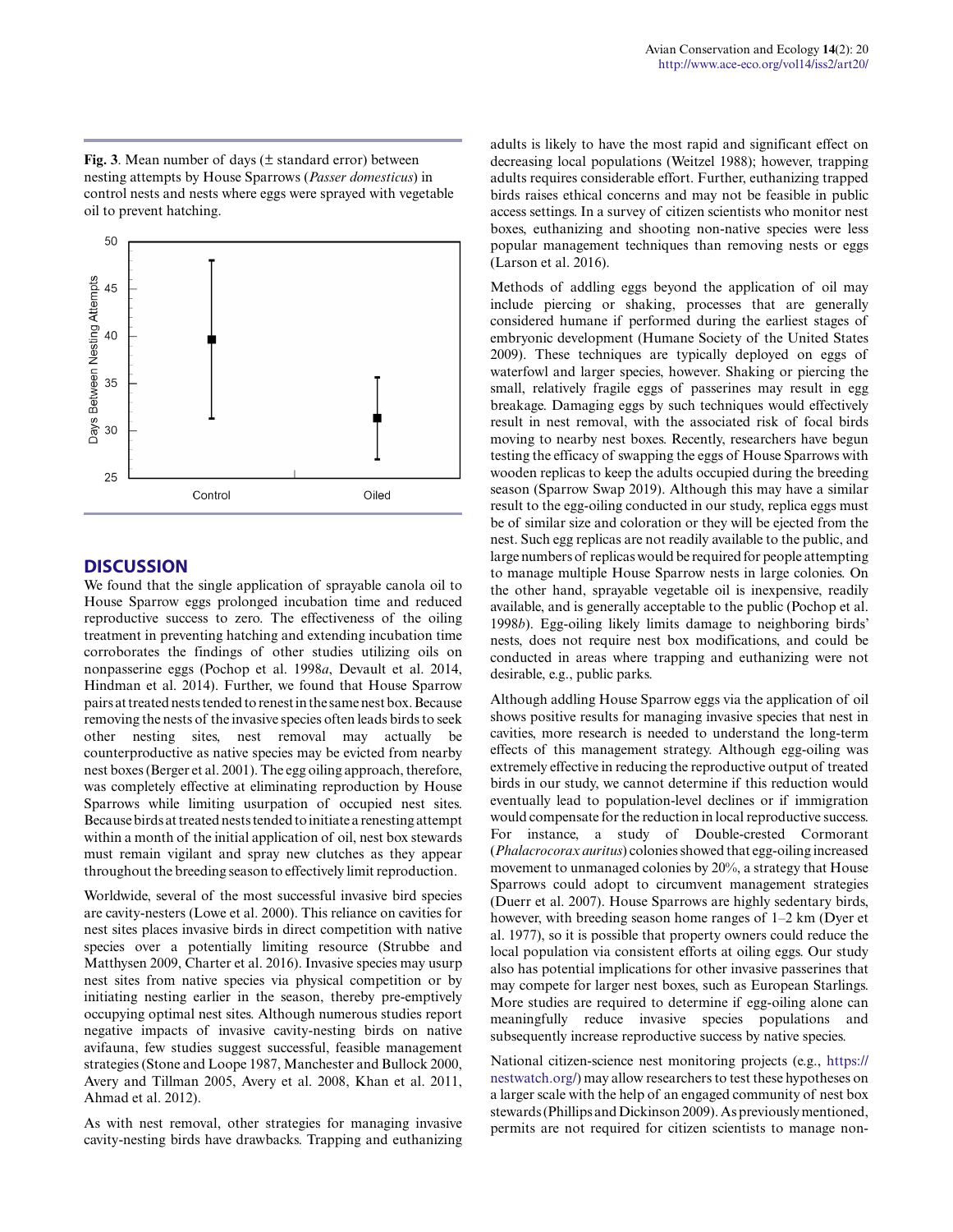**Fig. 3**. Mean number of days (± standard error) between nesting attempts by House Sparrows (*Passer domesticus*) in control nests and nests where eggs were sprayed with vegetable oil to prevent hatching.

Days Between Nesting Attempts

50

45

40

35

30

25

Control

Oiled

## DISCUSSION

We found that the single application of sprayable canola oil to House Sparrow eggs prolonged incubation time and reduced reproductive success to zero. The effectiveness of the oiling treatment in preventing hatching and extending incubation time corroborates the findings of other studies utilizing oils on nonpasserine eggs (Pochop et al. 1998*a*, Devault et al. 2014, Hindman et al. 2014). Further, we found that House Sparrow pairs at treated nests tended to renest in the same nest box. Because removing the nests of the invasive species often leads birds to seek other nesting sites, nest removal may actually be counterproductive as native species may be evicted from nearby nest boxes (Berger et al. 2001). The egg oiling approach, therefore, was completely effective at eliminating reproduction by House Sparrows while limiting usurpation of occupied nest sites. Because birds at treated nests tended to initiate a renesting attempt within a month of the initial application of oil, nest box stewards must remain vigilant and spray new clutches as they appear throughout the breeding season to effectively limit reproduction.

Worldwide, several of the most successful invasive bird species are cavity-nesters (Lowe et al. 2000). This reliance on cavities for nest sites places invasive birds in direct competition with native species over a potentially limiting resource (Strubbe and Matthysen 2009, Charter et al. 2016). Invasive species may usurp nest sites from native species via physical competition or by initiating nesting earlier in the season, thereby pre-emptively occupying optimal nest sites. Although numerous studies report negative impacts of invasive cavity-nesting birds on native avifauna, few studies suggest successful, feasible management strategies (Stone and Loope 1987, Manchester and Bullock 2000, Avery and Tillman 2005, Avery et al. 2008, Khan et al. 2011, Ahmad et al. 2012).

As with nest removal, other strategies for managing invasive cavity-nesting birds have drawbacks. Trapping and euthanizing adults is likely to have the most rapid and significant effect on decreasing local populations (Weitzel 1988); however, trapping adults requires considerable effort. Further, euthanizing trapped birds raises ethical concerns and may not be feasible in public access settings. In a survey of citizen scientists who monitor nest boxes, euthanizing and shooting non-native species were less popular management techniques than removing nests or eggs (Larson et al. 2016).

Methods of addling eggs beyond the application of oil may include piercing or shaking, processes that are generally considered humane if performed during the earliest stages of embryonic development (Humane Society of the United States 2009). These techniques are typically deployed on eggs of waterfowl and larger species, however. Shaking or piercing the small, relatively fragile eggs of passerines may result in egg breakage. Damaging eggs by such techniques would effectively result in nest removal, with the associated risk of focal birds moving to nearby nest boxes. Recently, researchers have begun testing the efficacy of swapping the eggs of House Sparrows with wooden replicas to keep the adults occupied during the breeding season (Sparrow Swap 2019). Although this may have a similar result to the egg-oiling conducted in our study, replica eggs must be of similar size and coloration or they will be ejected from the nest. Such egg replicas are not readily available to the public, and large numbers of replicas would be required for people attempting to manage multiple House Sparrow nests in large colonies. On the other hand, sprayable vegetable oil is inexpensive, readily available, and is generally acceptable to the public (Pochop et al. 1998*b*). Egg-oiling likely limits damage to neighboring birds' nests, does not require nest box modifications, and could be conducted in areas where trapping and euthanizing were not desirable, e.g., public parks.

Although addling House Sparrow eggs via the application of oil shows positive results for managing invasive species that nest in cavities, more research is needed to understand the long-term effects of this management strategy. Although egg-oiling was extremely effective in reducing the reproductive output of treated birds in our study, we cannot determine if this reduction would eventually lead to population-level declines or if immigration would compensate for the reduction in local reproductive success. For instance, a study of Double-crested Cormorant (*Phalacrocorax auritus*) colonies showed that egg-oiling increased movement to unmanaged colonies by 20%, a strategy that House Sparrows could adopt to circumvent management strategies (Duerr et al. 2007). House Sparrows are highly sedentary birds, however, with breeding season home ranges of 1–2 km (Dyer et al. 1977), so it is possible that property owners could reduce the local population via consistent efforts at oiling eggs. Our study also has potential implications for other invasive passerines that may compete for larger nest boxes, such as European Starlings. More studies are required to determine if egg-oiling alone can meaningfully reduce invasive species populations and subsequently increase reproductive success by native species.

National citizen-science nest monitoring projects (e.g., https://nestwatch.org/) may allow researchers to test these hypotheses on a larger scale with the help of an engaged community of nest box stewards (Phillips and Dickinson 2009). As previously mentioned, permits are not required for citizen scientists to manage non-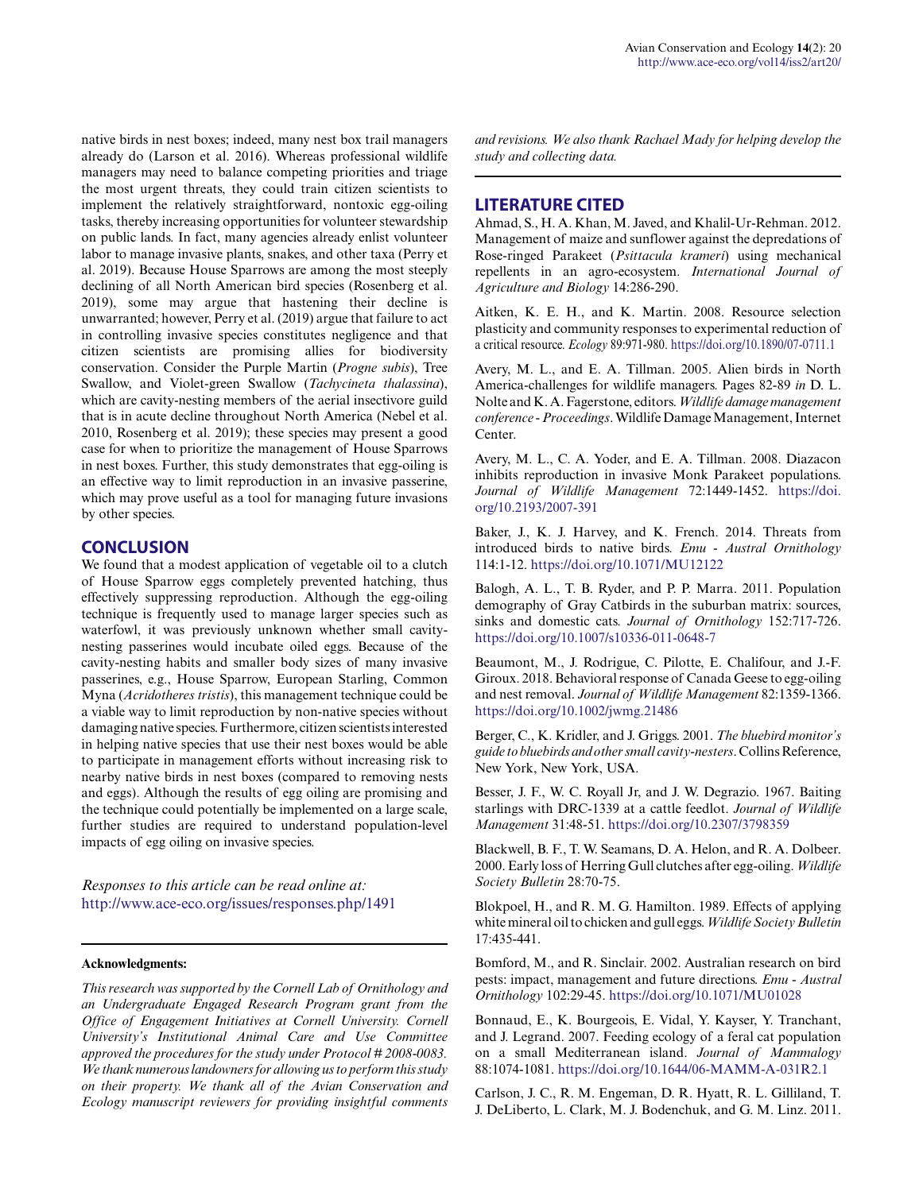native birds in nest boxes; indeed, many nest box trail managers already do (Larson et al. 2016). Whereas professional wildlife managers may need to balance competing priorities and triage the most urgent threats, they could train citizen scientists to implement the relatively straightforward, nontoxic egg-oiling tasks, thereby increasing opportunities for volunteer stewardship on public lands. In fact, many agencies already enlist volunteer labor to manage invasive plants, snakes, and other taxa (Perry et al. 2019). Because House Sparrows are among the most steeply declining of all North American bird species (Rosenberg et al. 2019), some may argue that hastening their decline is unwarranted; however, Perry et al. (2019) argue that failure to act in controlling invasive species constitutes negligence and that citizen scientists are promising allies for biodiversity conservation. Consider the Purple Martin (*Progne subis*), Tree Swallow, and Violet-green Swallow (*Tachycineta thalassina*), which are cavity-nesting members of the aerial insectivore guild that is in acute decline throughout North America (Nebel et al. 2010, Rosenberg et al. 2019); these species may present a good case for when to prioritize the management of House Sparrows in nest boxes. Further, this study demonstrates that egg-oiling is an effective way to limit reproduction in an invasive passerine, which may prove useful as a tool for managing future invasions by other species.

## CONCLUSION

We found that a modest application of vegetable oil to a clutch of House Sparrow eggs completely prevented hatching, thus effectively suppressing reproduction. Although the egg-oiling technique is frequently used to manage larger species such as waterfowl, it was previously unknown whether small cavity-nesting passerines would incubate oiled eggs. Because of the cavity-nesting habits and smaller body sizes of many invasive passerines, e.g., House Sparrow, European Starling, Common Myna (*Acridotheres tristis*), this management technique could be a viable way to limit reproduction by non-native species without damaging native species. Furthermore, citizen scientists interested in helping native species that use their nest boxes would be able to participate in management efforts without increasing risk to nearby native birds in nest boxes (compared to removing nests and eggs). Although the results of egg oiling are promising and the technique could potentially be implemented on a large scale, further studies are required to understand population-level impacts of egg oiling on invasive species.

*Responses to this article can be read online at:*
http://www.ace-eco.org/issues/responses.php/1491

---

**Acknowledgments:**

*This research was supported by the Cornell Lab of Ornithology and an Undergraduate Engaged Research Program grant from the Office of Engagement Initiatives at Cornell University. Cornell University's Institutional Animal Care and Use Committee approved the procedures for the study under Protocol # 2008-0083. We thank numerous landowners for allowing us to perform this study on their property. We thank all of the Avian Conservation and Ecology manuscript reviewers for providing insightful comments and revisions. We also thank Rachael Mady for helping develop the study and collecting data.*

---

## LITERATURE CITED

Ahmad, S., H. A. Khan, M. Javed, and Khalil-Ur-Rehman. 2012. Management of maize and sunflower against the depredations of Rose-ringed Parakeet (*Psittacula krameri*) using mechanical repellents in an agro-ecosystem. *International Journal of Agriculture and Biology* 14:286-290.

Aitken, K. E. H., and K. Martin. 2008. Resource selection plasticity and community responses to experimental reduction of a critical resource. *Ecology* 89:971-980. https://doi.org/10.1890/07-0711.1

Avery, M. L., and E. A. Tillman. 2005. Alien birds in North America-challenges for wildlife managers. Pages 82-89 *in* D. L. Nolte and K. A. Fagerstone, editors. *Wildlife damage management conference - Proceedings*. Wildlife Damage Management, Internet Center.

Avery, M. L., C. A. Yoder, and E. A. Tillman. 2008. Diazacon inhibits reproduction in invasive Monk Parakeet populations. *Journal of Wildlife Management* 72:1449-1452. https://doi.org/10.2193/2007-391

Baker, J., K. J. Harvey, and K. French. 2014. Threats from introduced birds to native birds. *Emu - Austral Ornithology* 114:1-12. https://doi.org/10.1071/MU12122

Balogh, A. L., T. B. Ryder, and P. P. Marra. 2011. Population demography of Gray Catbirds in the suburban matrix: sources, sinks and domestic cats. *Journal of Ornithology* 152:717-726. https://doi.org/10.1007/s10336-011-0648-7

Beaumont, M., J. Rodrigue, C. Pilotte, E. Chalifour, and J.-F. Giroux. 2018. Behavioral response of Canada Geese to egg-oiling and nest removal. *Journal of Wildlife Management* 82:1359-1366. https://doi.org/10.1002/jwmg.21486

Berger, C., K. Kridler, and J. Griggs. 2001. *The bluebird monitor's guide to bluebirds and other small cavity-nesters*. Collins Reference, New York, New York, USA.

Besser, J. F., W. C. Royall Jr, and J. W. Degrazio. 1967. Baiting starlings with DRC-1339 at a cattle feedlot. *Journal of Wildlife Management* 31:48-51. https://doi.org/10.2307/3798359

Blackwell, B. F., T. W. Seamans, D. A. Helon, and R. A. Dolbeer. 2000. Early loss of Herring Gull clutches after egg-oiling. *Wildlife Society Bulletin* 28:70-75.

Blokpoel, H., and R. M. G. Hamilton. 1989. Effects of applying white mineral oil to chicken and gull eggs. *Wildlife Society Bulletin* 17:435-441.

Bomford, M., and R. Sinclair. 2002. Australian research on bird pests: impact, management and future directions. *Emu - Austral Ornithology* 102:29-45. https://doi.org/10.1071/MU01028

Bonnaud, E., K. Bourgeois, E. Vidal, Y. Kayser, Y. Tranchant, and J. Legrand. 2007. Feeding ecology of a feral cat population on a small Mediterranean island. *Journal of Mammalogy* 88:1074-1081. https://doi.org/10.1644/06-MAMM-A-031R2.1

Carlson, J. C., R. M. Engeman, D. R. Hyatt, R. L. Gilliland, T. J. DeLiberto, L. Clark, M. J. Bodenchuk, and G. M. Linz. 2011.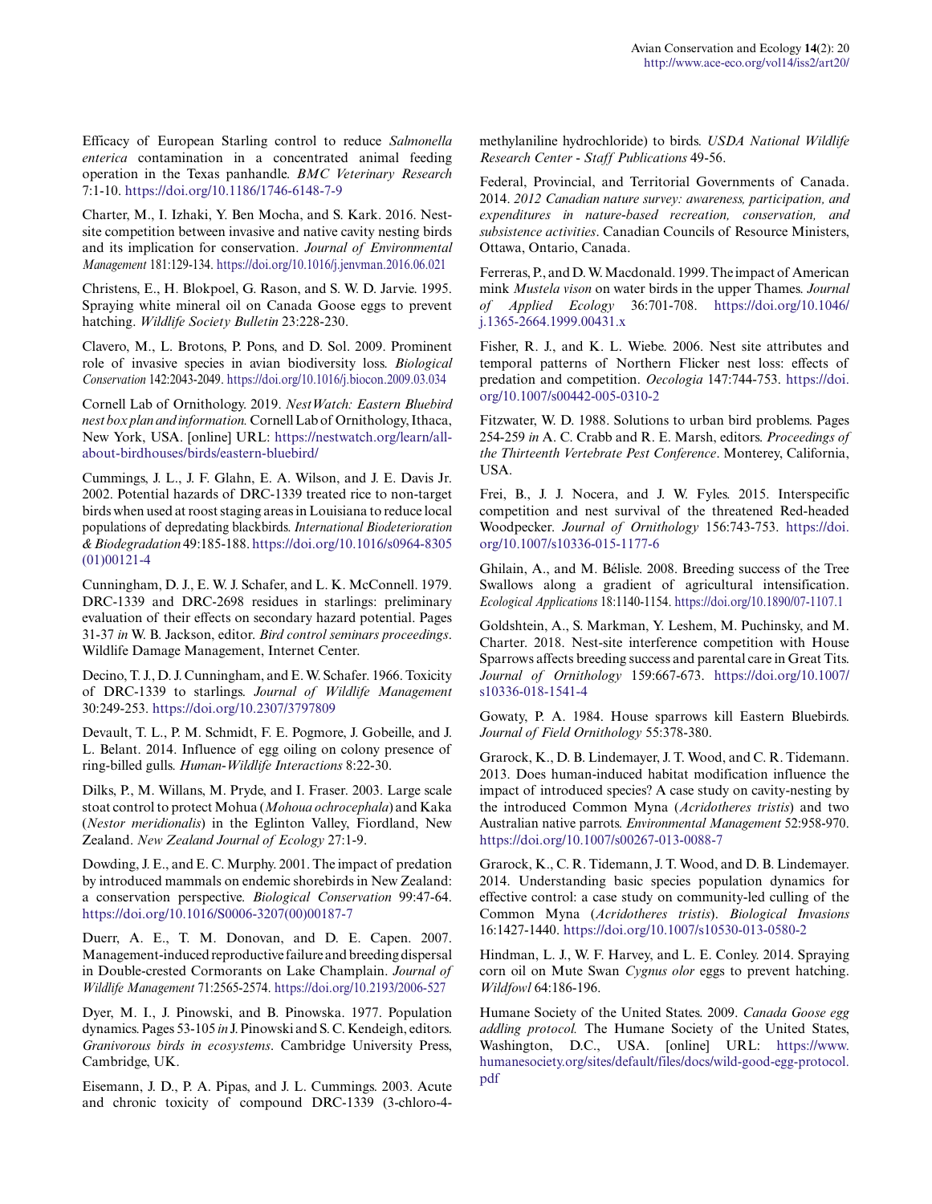Efficacy of European Starling control to reduce *Salmonella enterica* contamination in a concentrated animal feeding operation in the Texas panhandle. *BMC Veterinary Research* 7:1-10. https://doi.org/10.1186/1746-6148-7-9

Charter, M., I. Izhaki, Y. Ben Mocha, and S. Kark. 2016. Nest-site competition between invasive and native cavity nesting birds and its implication for conservation. *Journal of Environmental Management* 181:129-134. https://doi.org/10.1016/j.jenvman.2016.06.021

Christens, E., H. Blokpoel, G. Rason, and S. W. D. Jarvie. 1995. Spraying white mineral oil on Canada Goose eggs to prevent hatching. *Wildlife Society Bulletin* 23:228-230.

Clavero, M., L. Brotons, P. Pons, and D. Sol. 2009. Prominent role of invasive species in avian biodiversity loss. *Biological Conservation* 142:2043-2049. https://doi.org/10.1016/j.biocon.2009.03.034

Cornell Lab of Ornithology. 2019. *NestWatch: Eastern Bluebird nest box plan and information.* Cornell Lab of Ornithology, Ithaca, New York, USA. [online] URL: https://nestwatch.org/learn/all-about-birdhouses/birds/eastern-bluebird/

Cummings, J. L., J. F. Glahn, E. A. Wilson, and J. E. Davis Jr. 2002. Potential hazards of DRC-1339 treated rice to non-target birds when used at roost staging areas in Louisiana to reduce local populations of depredating blackbirds. *International Biodeterioration & Biodegradation* 49:185-188. https://doi.org/10.1016/s0964-8305(01)00121-4

Cunningham, D. J., E. W. J. Schafer, and L. K. McConnell. 1979. DRC-1339 and DRC-2698 residues in starlings: preliminary evaluation of their effects on secondary hazard potential. Pages 31-37 *in* W. B. Jackson, editor. *Bird control seminars proceedings*. Wildlife Damage Management, Internet Center.

Decino, T. J., D. J. Cunningham, and E. W. Schafer. 1966. Toxicity of DRC-1339 to starlings. *Journal of Wildlife Management* 30:249-253. https://doi.org/10.2307/3797809

Devault, T. L., P. M. Schmidt, F. E. Pogmore, J. Gobeille, and J. L. Belant. 2014. Influence of egg oiling on colony presence of ring-billed gulls. *Human-Wildlife Interactions* 8:22-30.

Dilks, P., M. Willans, M. Pryde, and I. Fraser. 2003. Large scale stoat control to protect Mohua (*Mohoua ochrocephala*) and Kaka (*Nestor meridionalis*) in the Eglinton Valley, Fiordland, New Zealand. *New Zealand Journal of Ecology* 27:1-9.

Dowding, J. E., and E. C. Murphy. 2001. The impact of predation by introduced mammals on endemic shorebirds in New Zealand: a conservation perspective. *Biological Conservation* 99:47-64. https://doi.org/10.1016/S0006-3207(00)00187-7

Duerr, A. E., T. M. Donovan, and D. E. Capen. 2007. Management-induced reproductive failure and breeding dispersal in Double-crested Cormorants on Lake Champlain. *Journal of Wildlife Management* 71:2565-2574. https://doi.org/10.2193/2006-527

Dyer, M. I., J. Pinowski, and B. Pinowska. 1977. Population dynamics. Pages 53-105 *in* J. Pinowski and S. C. Kendeigh, editors. *Granivorous birds in ecosystems*. Cambridge University Press, Cambridge, UK.

Eisemann, J. D., P. A. Pipas, and J. L. Cummings. 2003. Acute and chronic toxicity of compound DRC-1339 (3-chloro-4-methylaniline hydrochloride) to birds. *USDA National Wildlife Research Center - Staff Publications* 49-56.

Federal, Provincial, and Territorial Governments of Canada. 2014. *2012 Canadian nature survey: awareness, participation, and expenditures in nature-based recreation, conservation, and subsistence activities*. Canadian Councils of Resource Ministers, Ottawa, Ontario, Canada.

Ferreras, P., and D. W. Macdonald. 1999. The impact of American mink *Mustela vison* on water birds in the upper Thames. *Journal of Applied Ecology* 36:701-708. https://doi.org/10.1046/j.1365-2664.1999.00431.x

Fisher, R. J., and K. L. Wiebe. 2006. Nest site attributes and temporal patterns of Northern Flicker nest loss: effects of predation and competition. *Oecologia* 147:744-753. https://doi.org/10.1007/s00442-005-0310-2

Fitzwater, W. D. 1988. Solutions to urban bird problems. Pages 254-259 *in* A. C. Crabb and R. E. Marsh, editors. *Proceedings of the Thirteenth Vertebrate Pest Conference*. Monterey, California, USA.

Frei, B., J. J. Nocera, and J. W. Fyles. 2015. Interspecific competition and nest survival of the threatened Red-headed Woodpecker. *Journal of Ornithology* 156:743-753. https://doi.org/10.1007/s10336-015-1177-6

Ghilain, A., and M. Bélisle. 2008. Breeding success of the Tree Swallows along a gradient of agricultural intensification. *Ecological Applications* 18:1140-1154. https://doi.org/10.1890/07-1107.1

Goldshtein, A., S. Markman, Y. Leshem, M. Puchinsky, and M. Charter. 2018. Nest-site interference competition with House Sparrows affects breeding success and parental care in Great Tits. *Journal of Ornithology* 159:667-673. https://doi.org/10.1007/s10336-018-1541-4

Gowaty, P. A. 1984. House sparrows kill Eastern Bluebirds. *Journal of Field Ornithology* 55:378-380.

Grarock, K., D. B. Lindemayer, J. T. Wood, and C. R. Tidemann. 2013. Does human-induced habitat modification influence the impact of introduced species? A case study on cavity-nesting by the introduced Common Myna (*Acridotheres tristis*) and two Australian native parrots. *Environmental Management* 52:958-970. https://doi.org/10.1007/s00267-013-0088-7

Grarock, K., C. R. Tidemann, J. T. Wood, and D. B. Lindemayer. 2014. Understanding basic species population dynamics for effective control: a case study on community-led culling of the Common Myna (*Acridotheres tristis*). *Biological Invasions* 16:1427-1440. https://doi.org/10.1007/s10530-013-0580-2

Hindman, L. J., W. F. Harvey, and L. E. Conley. 2014. Spraying corn oil on Mute Swan *Cygnus olor* eggs to prevent hatching. *Wildfowl* 64:186-196.

Humane Society of the United States. 2009. *Canada Goose egg addling protocol.* The Humane Society of the United States, Washington, D.C., USA. [online] URL: https://www.humanesociety.org/sites/default/files/docs/wild-good-egg-protocol.pdf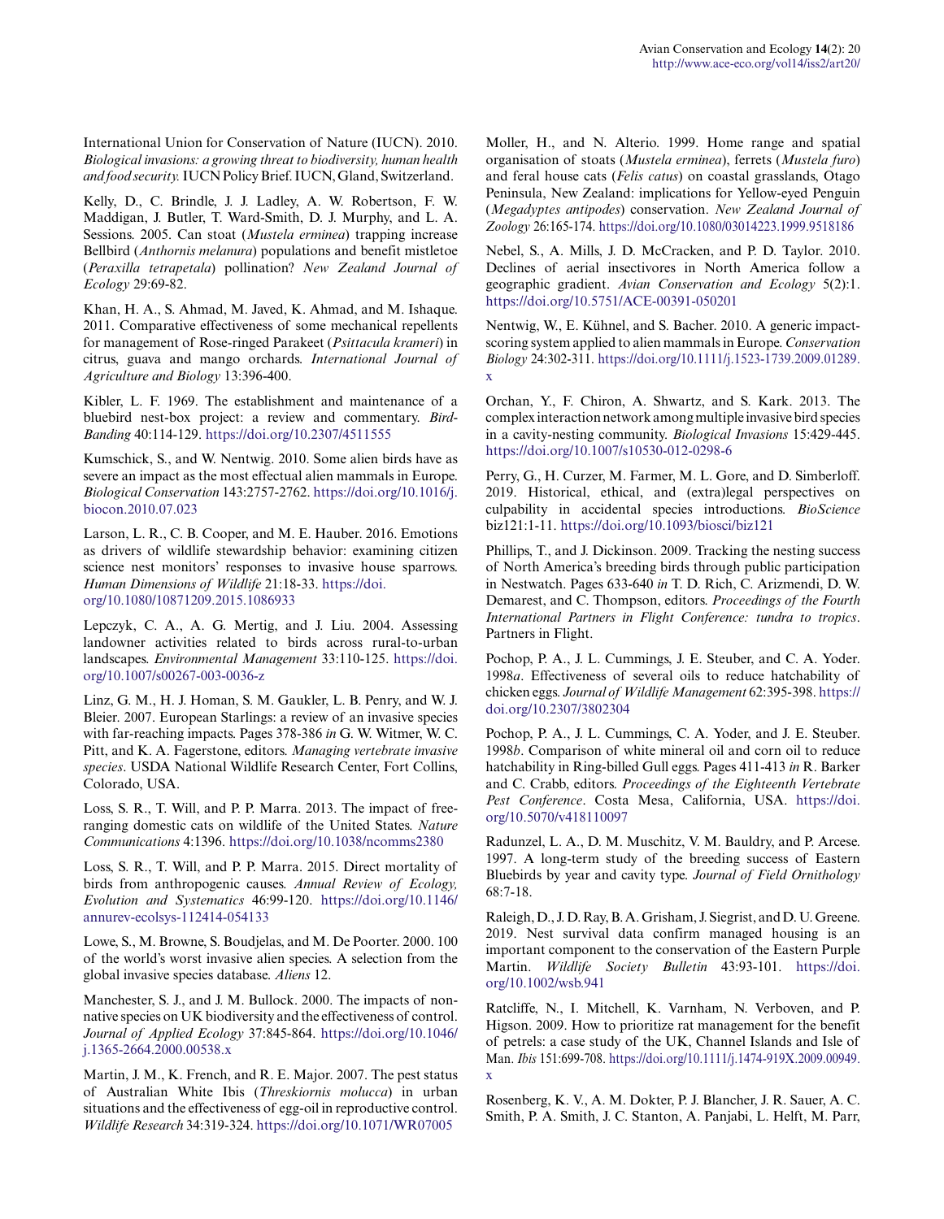International Union for Conservation of Nature (IUCN). 2010. *Biological invasions: a growing threat to biodiversity, human health and food security.* IUCN Policy Brief. IUCN, Gland, Switzerland.

Kelly, D., C. Brindle, J. J. Ladley, A. W. Robertson, F. W. Maddigan, J. Butler, T. Ward-Smith, D. J. Murphy, and L. A. Sessions. 2005. Can stoat (*Mustela erminea*) trapping increase Bellbird (*Anthornis melanura*) populations and benefit mistletoe (*Peraxilla tetrapetala*) pollination? *New Zealand Journal of Ecology* 29:69-82.

Khan, H. A., S. Ahmad, M. Javed, K. Ahmad, and M. Ishaque. 2011. Comparative effectiveness of some mechanical repellents for management of Rose-ringed Parakeet (*Psittacula krameri*) in citrus, guava and mango orchards. *International Journal of Agriculture and Biology* 13:396-400.

Kibler, L. F. 1969. The establishment and maintenance of a bluebird nest-box project: a review and commentary. *Bird-Banding* 40:114-129. https://doi.org/10.2307/4511555

Kumschick, S., and W. Nentwig. 2010. Some alien birds have as severe an impact as the most effectual alien mammals in Europe. *Biological Conservation* 143:2757-2762. https://doi.org/10.1016/j.biocon.2010.07.023

Larson, L. R., C. B. Cooper, and M. E. Hauber. 2016. Emotions as drivers of wildlife stewardship behavior: examining citizen science nest monitors' responses to invasive house sparrows. *Human Dimensions of Wildlife* 21:18-33. https://doi.org/10.1080/10871209.2015.1086933

Lepczyk, C. A., A. G. Mertig, and J. Liu. 2004. Assessing landowner activities related to birds across rural-to-urban landscapes. *Environmental Management* 33:110-125. https://doi.org/10.1007/s00267-003-0036-z

Linz, G. M., H. J. Homan, S. M. Gaukler, L. B. Penry, and W. J. Bleier. 2007. European Starlings: a review of an invasive species with far-reaching impacts. Pages 378-386 *in* G. W. Witmer, W. C. Pitt, and K. A. Fagerstone, editors. *Managing vertebrate invasive species*. USDA National Wildlife Research Center, Fort Collins, Colorado, USA.

Loss, S. R., T. Will, and P. P. Marra. 2013. The impact of free-ranging domestic cats on wildlife of the United States. *Nature Communications* 4:1396. https://doi.org/10.1038/ncomms2380

Loss, S. R., T. Will, and P. P. Marra. 2015. Direct mortality of birds from anthropogenic causes. *Annual Review of Ecology, Evolution and Systematics* 46:99-120. https://doi.org/10.1146/annurev-ecolsys-112414-054133

Lowe, S., M. Browne, S. Boudjelas, and M. De Poorter. 2000. 100 of the world's worst invasive alien species. A selection from the global invasive species database. *Aliens* 12.

Manchester, S. J., and J. M. Bullock. 2000. The impacts of non-native species on UK biodiversity and the effectiveness of control. *Journal of Applied Ecology* 37:845-864. https://doi.org/10.1046/j.1365-2664.2000.00538.x

Martin, J. M., K. French, and R. E. Major. 2007. The pest status of Australian White Ibis (*Threskiornis molucca*) in urban situations and the effectiveness of egg-oil in reproductive control. *Wildlife Research* 34:319-324. https://doi.org/10.1071/WR07005

Moller, H., and N. Alterio. 1999. Home range and spatial organisation of stoats (*Mustela erminea*), ferrets (*Mustela furo*) and feral house cats (*Felis catus*) on coastal grasslands, Otago Peninsula, New Zealand: implications for Yellow-eyed Penguin (*Megadyptes antipodes*) conservation. *New Zealand Journal of Zoology* 26:165-174. https://doi.org/10.1080/03014223.1999.9518186

Nebel, S., A. Mills, J. D. McCracken, and P. D. Taylor. 2010. Declines of aerial insectivores in North America follow a geographic gradient. *Avian Conservation and Ecology* 5(2):1. https://doi.org/10.5751/ACE-00391-050201

Nentwig, W., E. Kühnel, and S. Bacher. 2010. A generic impact-scoring system applied to alien mammals in Europe. *Conservation Biology* 24:302-311. https://doi.org/10.1111/j.1523-1739.2009.01289.x

Orchan, Y., F. Chiron, A. Shwartz, and S. Kark. 2013. The complex interaction network among multiple invasive bird species in a cavity-nesting community. *Biological Invasions* 15:429-445. https://doi.org/10.1007/s10530-012-0298-6

Perry, G., H. Curzer, M. Farmer, M. L. Gore, and D. Simberloff. 2019. Historical, ethical, and (extra)legal perspectives on culpability in accidental species introductions. *BioScience* biz121:1-11. https://doi.org/10.1093/biosci/biz121

Phillips, T., and J. Dickinson. 2009. Tracking the nesting success of North America's breeding birds through public participation in Nestwatch. Pages 633-640 *in* T. D. Rich, C. Arizmendi, D. W. Demarest, and C. Thompson, editors. *Proceedings of the Fourth International Partners in Flight Conference: tundra to tropics*. Partners in Flight.

Pochop, P. A., J. L. Cummings, J. E. Steuber, and C. A. Yoder. 1998*a*. Effectiveness of several oils to reduce hatchability of chicken eggs. *Journal of Wildlife Management* 62:395-398. https://doi.org/10.2307/3802304

Pochop, P. A., J. L. Cummings, C. A. Yoder, and J. E. Steuber. 1998*b*. Comparison of white mineral oil and corn oil to reduce hatchability in Ring-billed Gull eggs. Pages 411-413 *in* R. Barker and C. Crabb, editors. *Proceedings of the Eighteenth Vertebrate Pest Conference*. Costa Mesa, California, USA. https://doi.org/10.5070/v418110097

Radunzel, L. A., D. M. Muschitz, V. M. Bauldry, and P. Arcese. 1997. A long-term study of the breeding success of Eastern Bluebirds by year and cavity type. *Journal of Field Ornithology* 68:7-18.

Raleigh, D., J. D. Ray, B. A. Grisham, J. Siegrist, and D. U. Greene. 2019. Nest survival data confirm managed housing is an important component to the conservation of the Eastern Purple Martin. *Wildlife Society Bulletin* 43:93-101. https://doi.org/10.1002/wsb.941

Ratcliffe, N., I. Mitchell, K. Varnham, N. Verboven, and P. Higson. 2009. How to prioritize rat management for the benefit of petrels: a case study of the UK, Channel Islands and Isle of Man. *Ibis* 151:699-708. https://doi.org/10.1111/j.1474-919X.2009.00949.x

Rosenberg, K. V., A. M. Dokter, P. J. Blancher, J. R. Sauer, A. C. Smith, P. A. Smith, J. C. Stanton, A. Panjabi, L. Helft, M. Parr,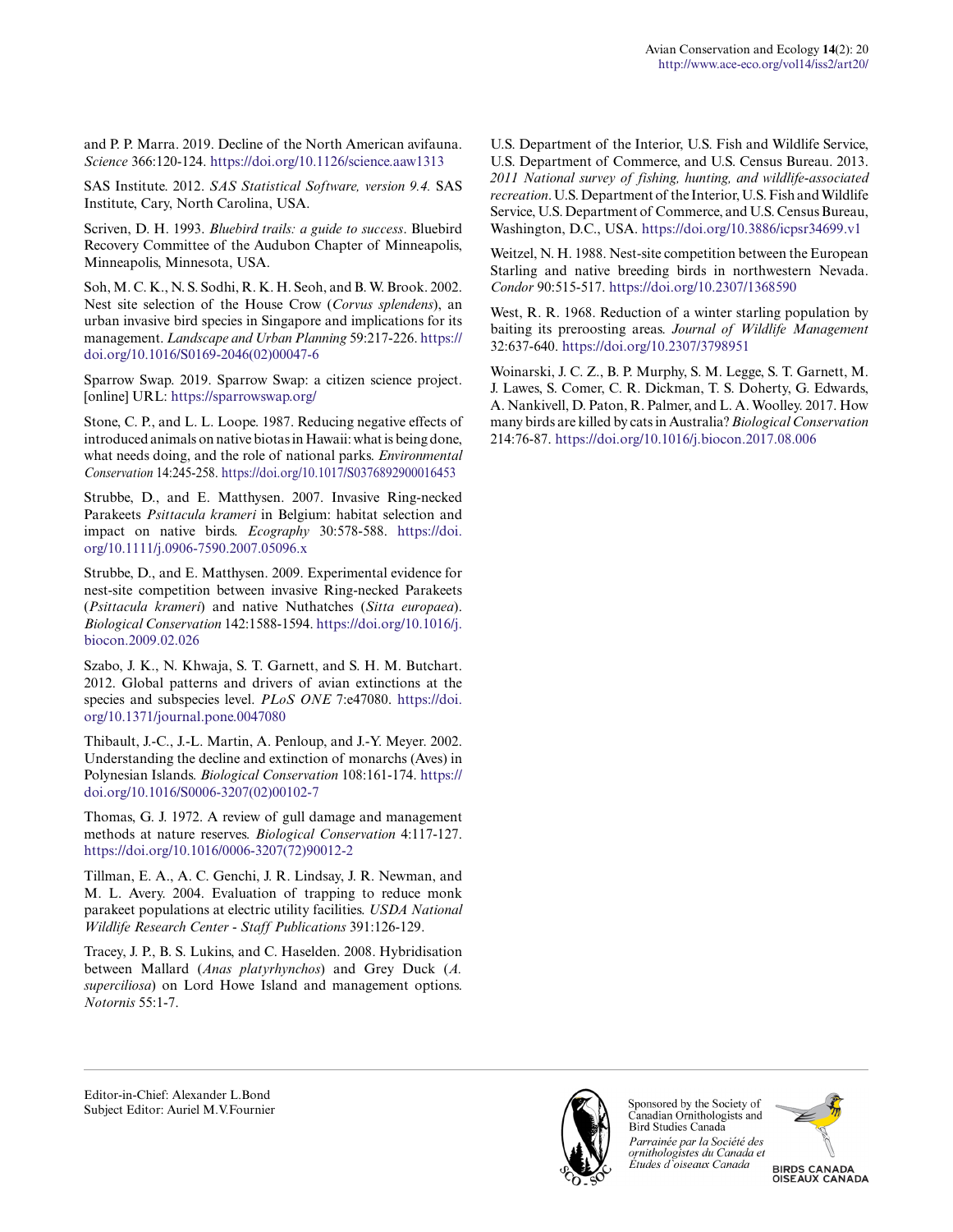and P. P. Marra. 2019. Decline of the North American avifauna. *Science* 366:120-124. https://doi.org/10.1126/science.aaw1313

SAS Institute. 2012. *SAS Statistical Software, version 9.4.* SAS Institute, Cary, North Carolina, USA.

Scriven, D. H. 1993. *Bluebird trails: a guide to success*. Bluebird Recovery Committee of the Audubon Chapter of Minneapolis, Minneapolis, Minnesota, USA.

Soh, M. C. K., N. S. Sodhi, R. K. H. Seoh, and B. W. Brook. 2002. Nest site selection of the House Crow (*Corvus splendens*), an urban invasive bird species in Singapore and implications for its management. *Landscape and Urban Planning* 59:217-226. https://doi.org/10.1016/S0169-2046(02)00047-6

Sparrow Swap. 2019. Sparrow Swap: a citizen science project. [online] URL: https://sparrowswap.org/

Stone, C. P., and L. L. Loope. 1987. Reducing negative effects of introduced animals on native biotas in Hawaii: what is being done, what needs doing, and the role of national parks. *Environmental Conservation* 14:245-258. https://doi.org/10.1017/S0376892900016453

Strubbe, D., and E. Matthysen. 2007. Invasive Ring-necked Parakeets *Psittacula krameri* in Belgium: habitat selection and impact on native birds. *Ecography* 30:578-588. https://doi.org/10.1111/j.0906-7590.2007.05096.x

Strubbe, D., and E. Matthysen. 2009. Experimental evidence for nest-site competition between invasive Ring-necked Parakeets (*Psittacula krameri*) and native Nuthatches (*Sitta europaea*). *Biological Conservation* 142:1588-1594. https://doi.org/10.1016/j.biocon.2009.02.026

Szabo, J. K., N. Khwaja, S. T. Garnett, and S. H. M. Butchart. 2012. Global patterns and drivers of avian extinctions at the species and subspecies level. *PLoS ONE* 7:e47080. https://doi.org/10.1371/journal.pone.0047080

Thibault, J.-C., J.-L. Martin, A. Penloup, and J.-Y. Meyer. 2002. Understanding the decline and extinction of monarchs (Aves) in Polynesian Islands. *Biological Conservation* 108:161-174. https://doi.org/10.1016/S0006-3207(02)00102-7

Thomas, G. J. 1972. A review of gull damage and management methods at nature reserves. *Biological Conservation* 4:117-127. https://doi.org/10.1016/0006-3207(72)90012-2

Tillman, E. A., A. C. Genchi, J. R. Lindsay, J. R. Newman, and M. L. Avery. 2004. Evaluation of trapping to reduce monk parakeet populations at electric utility facilities. *USDA National Wildlife Research Center - Staff Publications* 391:126-129.

Tracey, J. P., B. S. Lukins, and C. Haselden. 2008. Hybridisation between Mallard (*Anas platyrhynchos*) and Grey Duck (*A. superciliosa*) on Lord Howe Island and management options. *Notornis* 55:1-7.

U.S. Department of the Interior, U.S. Fish and Wildlife Service, U.S. Department of Commerce, and U.S. Census Bureau. 2013. *2011 National survey of fishing, hunting, and wildlife-associated recreation*. U.S. Department of the Interior, U.S. Fish and Wildlife Service, U.S. Department of Commerce, and U.S. Census Bureau, Washington, D.C., USA. https://doi.org/10.3886/icpsr34699.v1

Weitzel, N. H. 1988. Nest-site competition between the European Starling and native breeding birds in northwestern Nevada. *Condor* 90:515-517. https://doi.org/10.2307/1368590

West, R. R. 1968. Reduction of a winter starling population by baiting its preroosting areas. *Journal of Wildlife Management* 32:637-640. https://doi.org/10.2307/3798951

Woinarski, J. C. Z., B. P. Murphy, S. M. Legge, S. T. Garnett, M. J. Lawes, S. Comer, C. R. Dickman, T. S. Doherty, G. Edwards, A. Nankivell, D. Paton, R. Palmer, and L. A. Woolley. 2017. How many birds are killed by cats in Australia? *Biological Conservation* 214:76-87. https://doi.org/10.1016/j.biocon.2017.08.006

Editor-in-Chief: Alexander L.Bond
Subject Editor: Auriel M.V.Fournier

Sponsored by the Society of Canadian Ornithologists and Bird Studies Canada

*Parrainée par la Société des ornithologistes du Canada et Études d'oiseaux Canada*